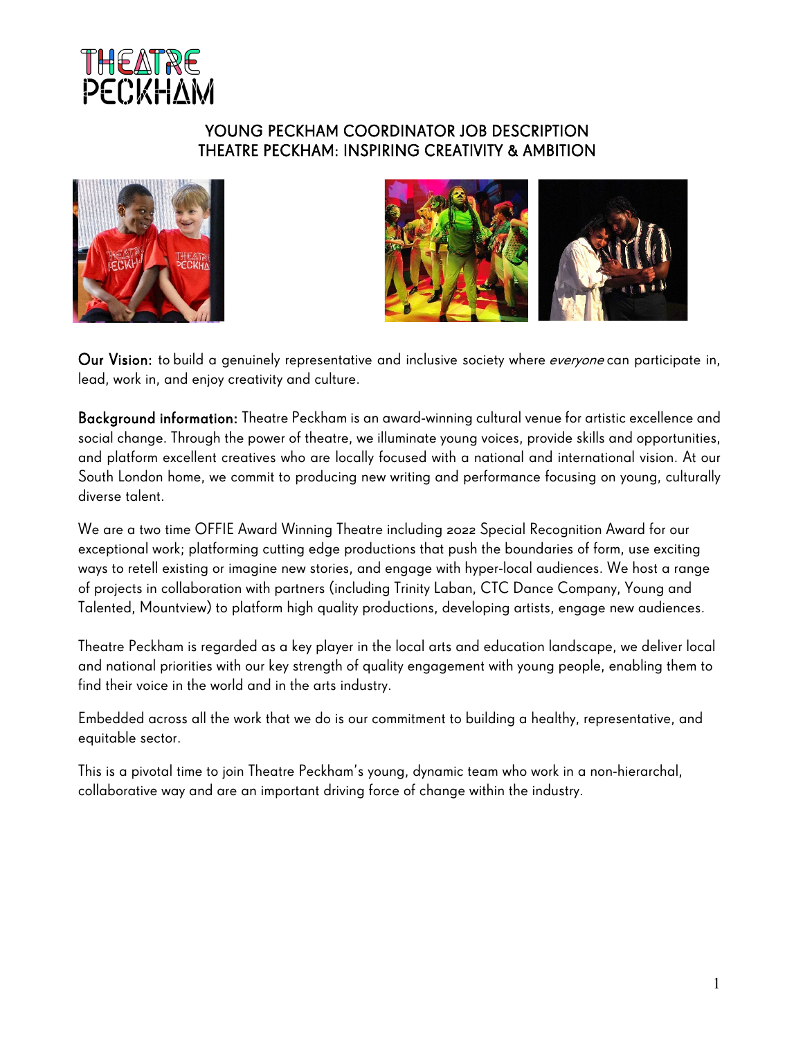THEATRE PECKHAM

# YOUNG PECKHAM COORDINATOR JOB DESCRIPTION
## THEATRE PECKHAM: INSPIRING CREATIVITY & AMBITION

**Our Vision:** to build a genuinely representative and inclusive society where *everyone* can participate in, lead, work in, and enjoy creativity and culture.

**Background information:** Theatre Peckham is an award-winning cultural venue for artistic excellence and social change. Through the power of theatre, we illuminate young voices, provide skills and opportunities, and platform excellent creatives who are locally focused with a national and international vision. At our South London home, we commit to producing new writing and performance focusing on young, culturally diverse talent.

We are a two time OFFIE Award Winning Theatre including 2022 Special Recognition Award for our exceptional work; platforming cutting edge productions that push the boundaries of form, use exciting ways to retell existing or imagine new stories, and engage with hyper-local audiences. We host a range of projects in collaboration with partners (including Trinity Laban, CTC Dance Company, Young and Talented, Mountview) to platform high quality productions, developing artists, engage new audiences.

Theatre Peckham is regarded as a key player in the local arts and education landscape, we deliver local and national priorities with our key strength of quality engagement with young people, enabling them to find their voice in the world and in the arts industry.

Embedded across all the work that we do is our commitment to building a healthy, representative, and equitable sector.

This is a pivotal time to join Theatre Peckham's young, dynamic team who work in a non-hierarchal, collaborative way and are an important driving force of change within the industry.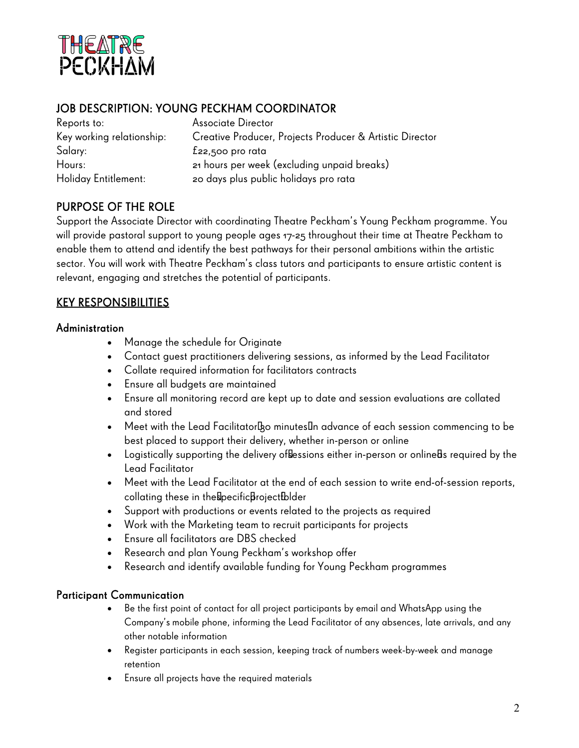THEATRE PECKHAM

## JOB DESCRIPTION: YOUNG PECKHAM COORDINATOR

Reports to: Associate Director
Key working relationship: Creative Producer, Projects Producer & Artistic Director
Salary: £22,500 pro rata
Hours: 21 hours per week (excluding unpaid breaks)
Holiday Entitlement: 20 days plus public holidays pro rata

## PURPOSE OF THE ROLE

Support the Associate Director with coordinating Theatre Peckham's Young Peckham programme. You will provide pastoral support to young people ages 17-25 throughout their time at Theatre Peckham to enable them to attend and identify the best pathways for their personal ambitions within the artistic sector. You will work with Theatre Peckham's class tutors and participants to ensure artistic content is relevant, engaging and stretches the potential of participants.

## KEY RESPONSIBILITIES

### Administration

- Manage the schedule for Originate
- Contact guest practitioners delivering sessions, as informed by the Lead Facilitator
- Collate required information for facilitators contracts
- Ensure all budgets are maintained
- Ensure all monitoring record are kept up to date and session evaluations are collated and stored
- Meet with the Lead Facilitator 30 minutes in advance of each session commencing to be best placed to support their delivery, whether in-person or online
- Logistically supporting the delivery of sessions either in-person or online as required by the Lead Facilitator
- Meet with the Lead Facilitator at the end of each session to write end-of-session reports, collating these in the specific project folder
- Support with productions or events related to the projects as required
- Work with the Marketing team to recruit participants for projects
- Ensure all facilitators are DBS checked
- Research and plan Young Peckham's workshop offer
- Research and identify available funding for Young Peckham programmes

### Participant Communication

- Be the first point of contact for all project participants by email and WhatsApp using the Company's mobile phone, informing the Lead Facilitator of any absences, late arrivals, and any other notable information
- Register participants in each session, keeping track of numbers week-by-week and manage retention
- Ensure all projects have the required materials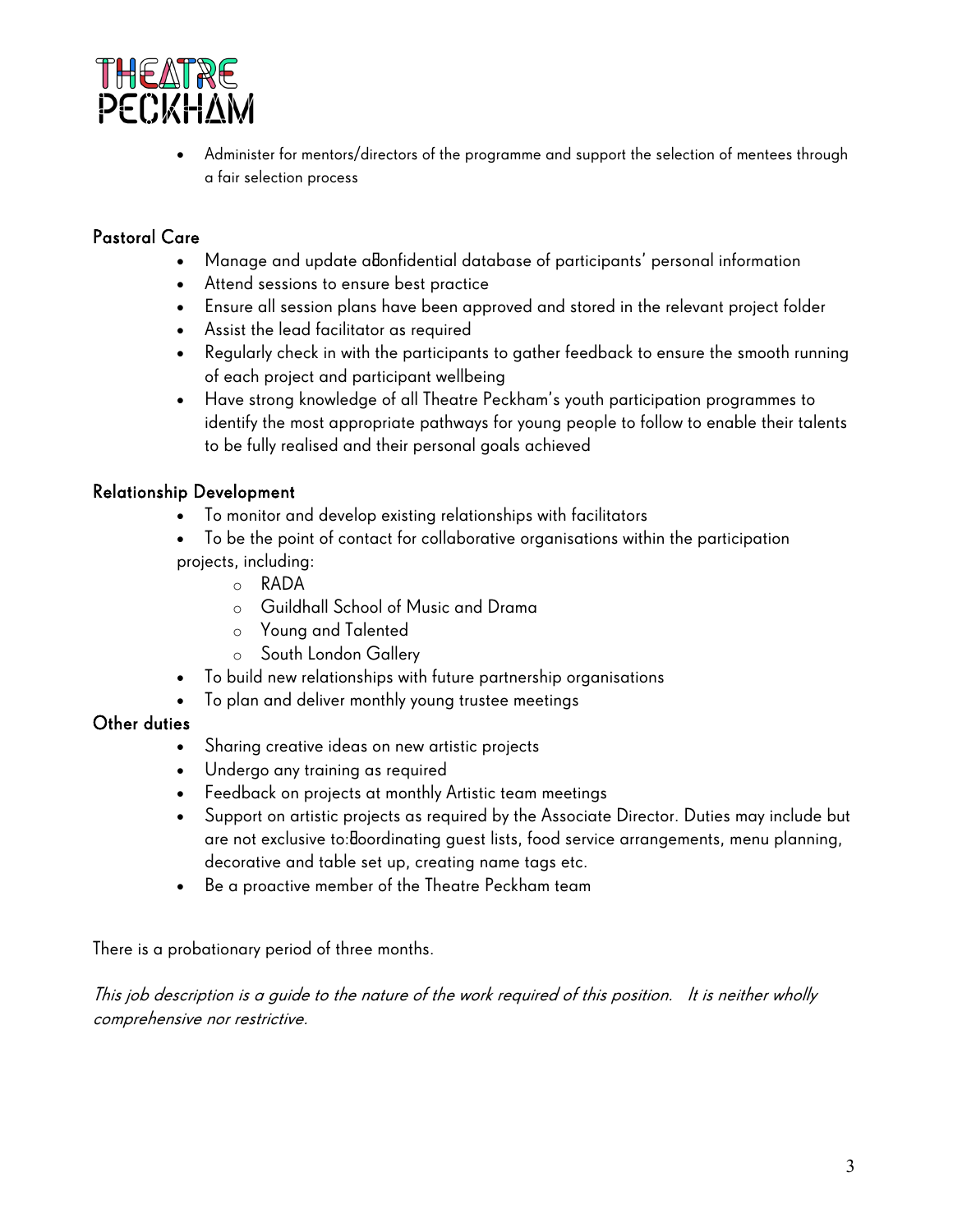- Administer for mentors/directors of the programme and support the selection of mentees through a fair selection process

## Pastoral Care

- Manage and update a confidential database of participants' personal information
- Attend sessions to ensure best practice
- Ensure all session plans have been approved and stored in the relevant project folder
- Assist the lead facilitator as required
- Regularly check in with the participants to gather feedback to ensure the smooth running of each project and participant wellbeing
- Have strong knowledge of all Theatre Peckham's youth participation programmes to identify the most appropriate pathways for young people to follow to enable their talents to be fully realised and their personal goals achieved

## Relationship Development

- To monitor and develop existing relationships with facilitators
- To be the point of contact for collaborative organisations within the participation projects, including:
  - RADA
  - Guildhall School of Music and Drama
  - Young and Talented
  - South London Gallery
- To build new relationships with future partnership organisations
- To plan and deliver monthly young trustee meetings

## Other duties

- Sharing creative ideas on new artistic projects
- Undergo any training as required
- Feedback on projects at monthly Artistic team meetings
- Support on artistic projects as required by the Associate Director. Duties may include but are not exclusive to: coordinating guest lists, food service arrangements, menu planning, decorative and table set up, creating name tags etc.
- Be a proactive member of the Theatre Peckham team

There is a probationary period of three months.

*This job description is a guide to the nature of the work required of this position. It is neither wholly comprehensive nor restrictive.*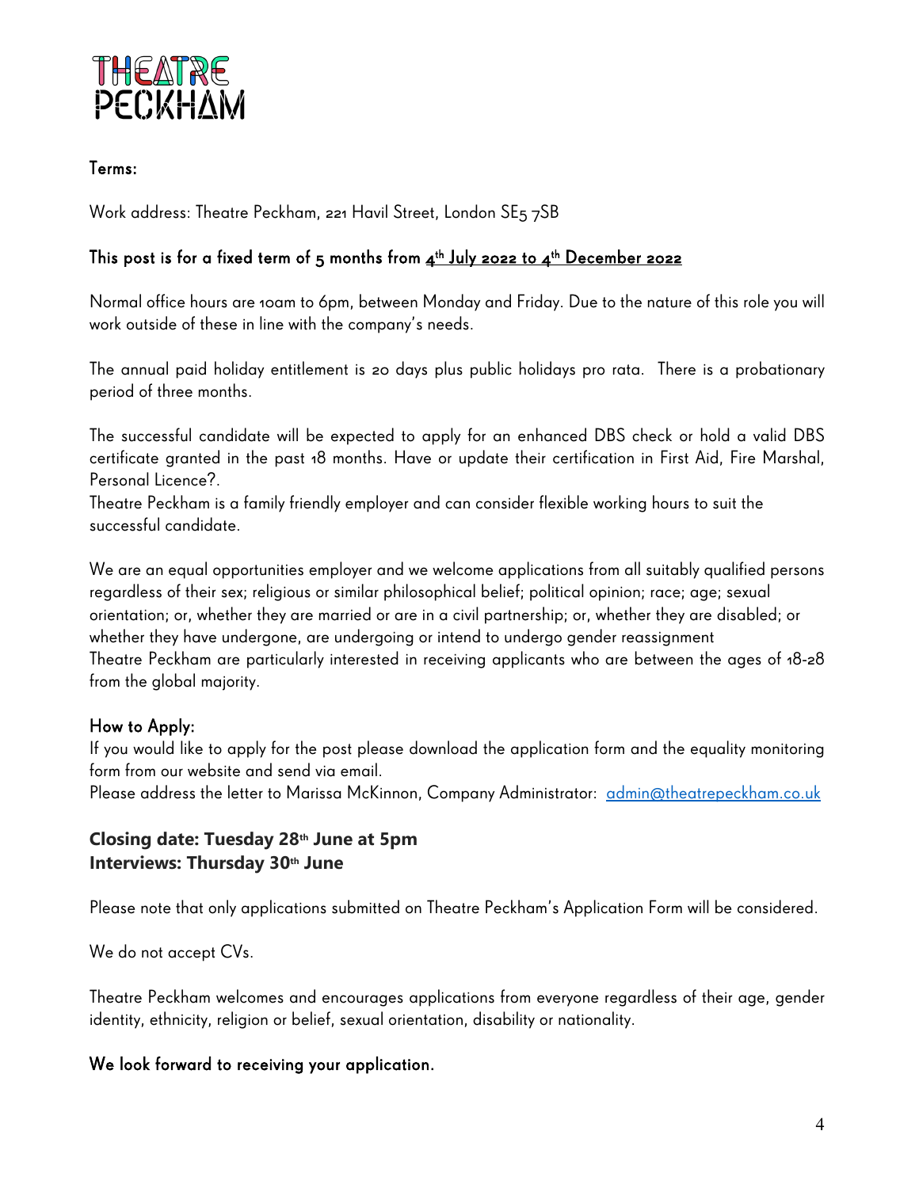THEATRE PECKHAM

## Terms:

Work address: Theatre Peckham, 221 Havil Street, London SE5 7SB

### This post is for a fixed term of 5 months from 4th July 2022 to 4th December 2022

Normal office hours are 10am to 6pm, between Monday and Friday. Due to the nature of this role you will work outside of these in line with the company's needs.

The annual paid holiday entitlement is 20 days plus public holidays pro rata. There is a probationary period of three months.

The successful candidate will be expected to apply for an enhanced DBS check or hold a valid DBS certificate granted in the past 18 months. Have or update their certification in First Aid, Fire Marshal, Personal Licence?.

Theatre Peckham is a family friendly employer and can consider flexible working hours to suit the successful candidate.

We are an equal opportunities employer and we welcome applications from all suitably qualified persons regardless of their sex; religious or similar philosophical belief; political opinion; race; age; sexual orientation; or, whether they are married or are in a civil partnership; or, whether they are disabled; or whether they have undergone, are undergoing or intend to undergo gender reassignment

Theatre Peckham are particularly interested in receiving applicants who are between the ages of 18-28 from the global majority.

## How to Apply:

If you would like to apply for the post please download the application form and the equality monitoring form from our website and send via email.

Please address the letter to Marissa McKinnon, Company Administrator: admin@theatrepeckham.co.uk

**Closing date: Tuesday 28th June at 5pm**
**Interviews: Thursday 30th June**

Please note that only applications submitted on Theatre Peckham's Application Form will be considered.

We do not accept CVs.

Theatre Peckham welcomes and encourages applications from everyone regardless of their age, gender identity, ethnicity, religion or belief, sexual orientation, disability or nationality.

**We look forward to receiving your application.**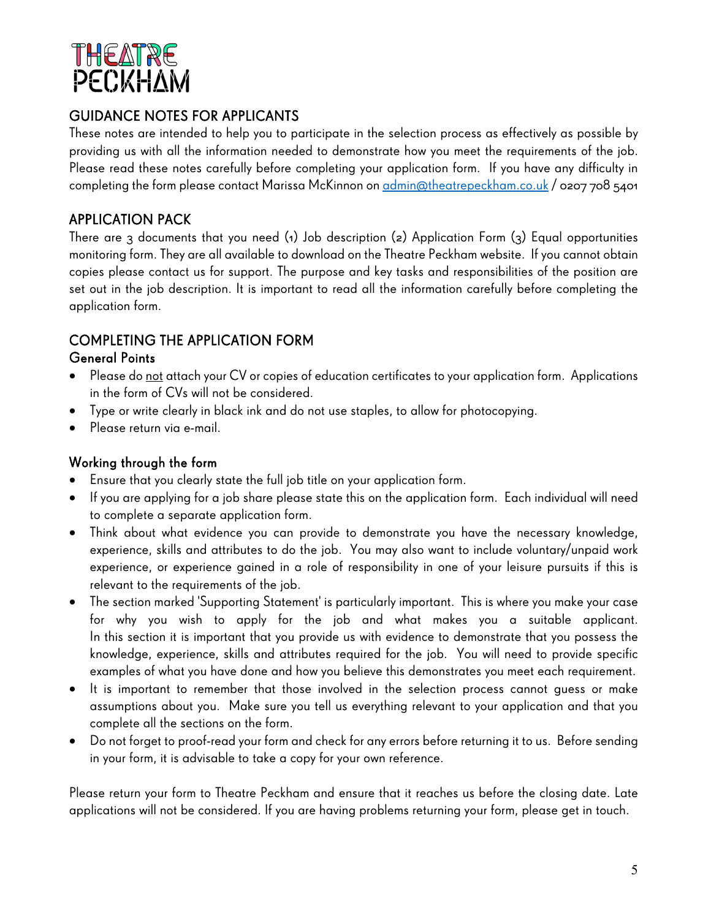# THEATRE PECKHAM

## GUIDANCE NOTES FOR APPLICANTS

These notes are intended to help you to participate in the selection process as effectively as possible by providing us with all the information needed to demonstrate how you meet the requirements of the job. Please read these notes carefully before completing your application form. If you have any difficulty in completing the form please contact Marissa McKinnon on admin@theatrepeckham.co.uk / 0207 708 5401

## APPLICATION PACK

There are 3 documents that you need (1) Job description (2) Application Form (3) Equal opportunities monitoring form. They are all available to download on the Theatre Peckham website. If you cannot obtain copies please contact us for support. The purpose and key tasks and responsibilities of the position are set out in the job description. It is important to read all the information carefully before completing the application form.

## COMPLETING THE APPLICATION FORM

### General Points

- Please do not attach your CV or copies of education certificates to your application form. Applications in the form of CVs will not be considered.
- Type or write clearly in black ink and do not use staples, to allow for photocopying.
- Please return via e-mail.

### Working through the form

- Ensure that you clearly state the full job title on your application form.
- If you are applying for a job share please state this on the application form. Each individual will need to complete a separate application form.
- Think about what evidence you can provide to demonstrate you have the necessary knowledge, experience, skills and attributes to do the job. You may also want to include voluntary/unpaid work experience, or experience gained in a role of responsibility in one of your leisure pursuits if this is relevant to the requirements of the job.
- The section marked 'Supporting Statement' is particularly important. This is where you make your case for why you wish to apply for the job and what makes you a suitable applicant. In this section it is important that you provide us with evidence to demonstrate that you possess the knowledge, experience, skills and attributes required for the job. You will need to provide specific examples of what you have done and how you believe this demonstrates you meet each requirement.
- It is important to remember that those involved in the selection process cannot guess or make assumptions about you. Make sure you tell us everything relevant to your application and that you complete all the sections on the form.
- Do not forget to proof-read your form and check for any errors before returning it to us. Before sending in your form, it is advisable to take a copy for your own reference.

Please return your form to Theatre Peckham and ensure that it reaches us before the closing date. Late applications will not be considered. If you are having problems returning your form, please get in touch.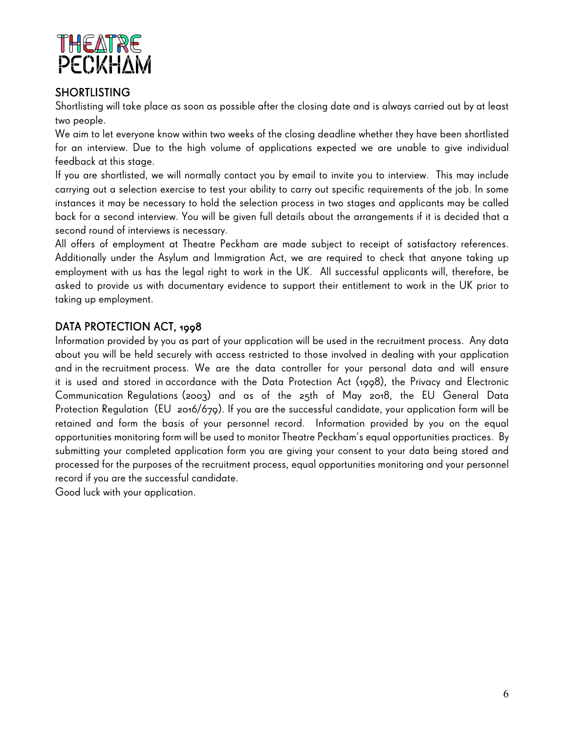## SHORTLISTING

Shortlisting will take place as soon as possible after the closing date and is always carried out by at least two people.

We aim to let everyone know within two weeks of the closing deadline whether they have been shortlisted for an interview. Due to the high volume of applications expected we are unable to give individual feedback at this stage.

If you are shortlisted, we will normally contact you by email to invite you to interview. This may include carrying out a selection exercise to test your ability to carry out specific requirements of the job. In some instances it may be necessary to hold the selection process in two stages and applicants may be called back for a second interview. You will be given full details about the arrangements if it is decided that a second round of interviews is necessary.

All offers of employment at Theatre Peckham are made subject to receipt of satisfactory references. Additionally under the Asylum and Immigration Act, we are required to check that anyone taking up employment with us has the legal right to work in the UK. All successful applicants will, therefore, be asked to provide us with documentary evidence to support their entitlement to work in the UK prior to taking up employment.

## DATA PROTECTION ACT, 1998

Information provided by you as part of your application will be used in the recruitment process. Any data about you will be held securely with access restricted to those involved in dealing with your application and in the recruitment process. We are the data controller for your personal data and will ensure it is used and stored in accordance with the Data Protection Act (1998), the Privacy and Electronic Communication Regulations (2003) and as of the 25th of May 2018, the EU General Data Protection Regulation (EU 2016/679). If you are the successful candidate, your application form will be retained and form the basis of your personnel record. Information provided by you on the equal opportunities monitoring form will be used to monitor Theatre Peckham's equal opportunities practices. By submitting your completed application form you are giving your consent to your data being stored and processed for the purposes of the recruitment process, equal opportunities monitoring and your personnel record if you are the successful candidate.

Good luck with your application.